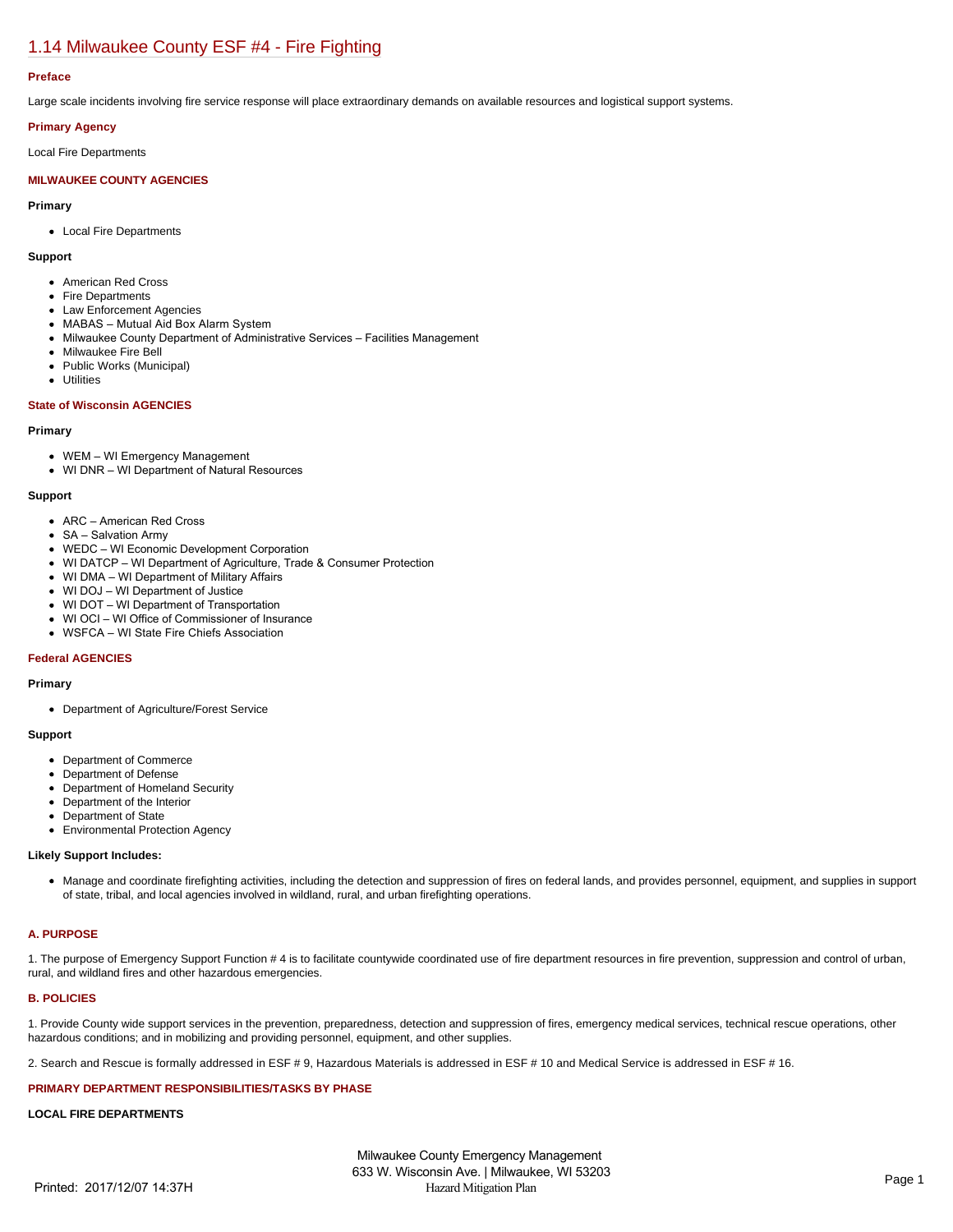# 1.14 Milwaukee County ESF #4 - Fire Fighting

### Preface

Large scale incidents involving fire service response will place extraordinary demands on available resources and logistical support systems.

### Primary Agency

Local Fire Departments

### MILWAUKEE COUNTY AGENCIES

#### Primary

- Local Fire Departments

#### Support

- American Red Cross
- Fire Departments
- Law Enforcement Agencies
- MABAS – Mutual Aid Box Alarm System
- Milwaukee County Department of Administrative Services – Facilities Management
- Milwaukee Fire Bell
- Public Works (Municipal)
- Utilities

### State of Wisconsin AGENCIES

#### Primary

- WEM – WI Emergency Management
- WI DNR – WI Department of Natural Resources

#### Support

- ARC – American Red Cross
- SA – Salvation Army
- WEDC – WI Economic Development Corporation
- WI DATCP – WI Department of Agriculture, Trade & Consumer Protection
- WI DMA – WI Department of Military Affairs
- WI DOJ – WI Department of Justice
- WI DOT – WI Department of Transportation
- WI OCI – WI Office of Commissioner of Insurance
- WSFCA – WI State Fire Chiefs Association

### Federal AGENCIES

#### Primary

- Department of Agriculture/Forest Service

#### Support

- Department of Commerce
- Department of Defense
- Department of Homeland Security
- Department of the Interior
- Department of State
- Environmental Protection Agency

#### Likely Support Includes:

- Manage and coordinate firefighting activities, including the detection and suppression of fires on federal lands, and provides personnel, equipment, and supplies in support of state, tribal, and local agencies involved in wildland, rural, and urban firefighting operations.

### A. PURPOSE

1. The purpose of Emergency Support Function # 4 is to facilitate countywide coordinated use of fire department resources in fire prevention, suppression and control of urban, rural, and wildland fires and other hazardous emergencies.

### B. POLICIES

1. Provide County wide support services in the prevention, preparedness, detection and suppression of fires, emergency medical services, technical rescue operations, other hazardous conditions; and in mobilizing and providing personnel, equipment, and other supplies.

2. Search and Rescue is formally addressed in ESF # 9, Hazardous Materials is addressed in ESF # 10 and Medical Service is addressed in ESF # 16.

### PRIMARY DEPARTMENT RESPONSIBILITIES/TASKS BY PHASE

#### LOCAL FIRE DEPARTMENTS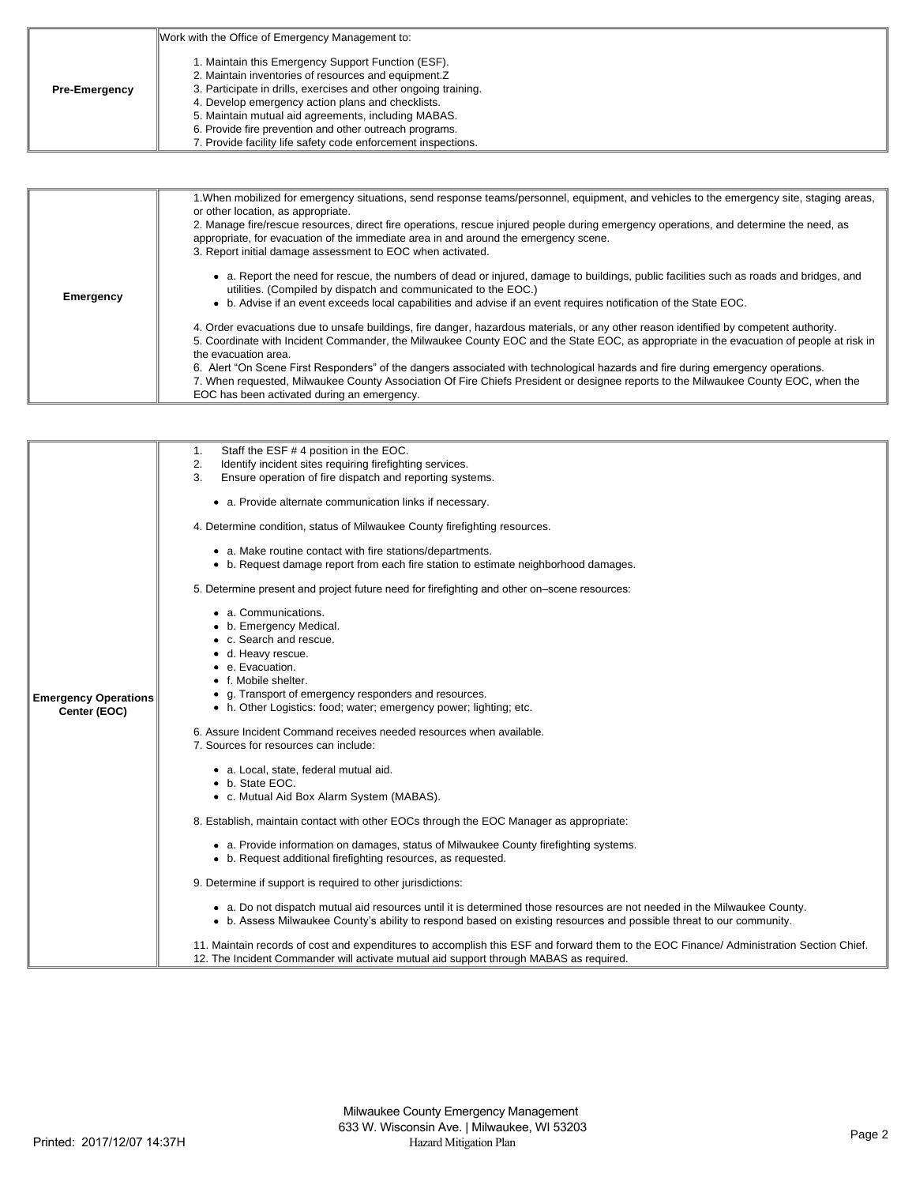| Pre-Emergency | Work with the Office of Emergency Management to:<br><br>1. Maintain this Emergency Support Function (ESF).<br>2. Maintain inventories of resources and equipment.Z<br>3. Participate in drills, exercises and other ongoing training.<br>4. Develop emergency action plans and checklists.<br>5. Maintain mutual aid agreements, including MABAS.<br>6. Provide fire prevention and other outreach programs.<br>7. Provide facility life safety code enforcement inspections. |
|---|---|

| Emergency | 1.When mobilized for emergency situations, send response teams/personnel, equipment, and vehicles to the emergency site, staging areas, or other location, as appropriate.<br>2. Manage fire/rescue resources, direct fire operations, rescue injured people during emergency operations, and determine the need, as appropriate, for evacuation of the immediate area in and around the emergency scene.<br>3. Report initial damage assessment to EOC when activated.<br><br>• a. Report the need for rescue, the numbers of dead or injured, damage to buildings, public facilities such as roads and bridges, and utilities. (Compiled by dispatch and communicated to the EOC.)<br>• b. Advise if an event exceeds local capabilities and advise if an event requires notification of the State EOC.<br><br>4. Order evacuations due to unsafe buildings, fire danger, hazardous materials, or any other reason identified by competent authority.<br>5. Coordinate with Incident Commander, the Milwaukee County EOC and the State EOC, as appropriate in the evacuation of people at risk in the evacuation area.<br>6. Alert "On Scene First Responders" of the dangers associated with technological hazards and fire during emergency operations.<br>7. When requested, Milwaukee County Association Of Fire Chiefs President or designee reports to the Milwaukee County EOC, when the EOC has been activated during an emergency. |
|---|---|

| Emergency Operations Center (EOC) | 1. Staff the ESF # 4 position in the EOC.<br>2. Identify incident sites requiring firefighting services.<br>3. Ensure operation of fire dispatch and reporting systems.<br><br>• a. Provide alternate communication links if necessary.<br><br>4. Determine condition, status of Milwaukee County firefighting resources.<br><br>• a. Make routine contact with fire stations/departments.<br>• b. Request damage report from each fire station to estimate neighborhood damages.<br><br>5. Determine present and project future need for firefighting and other on–scene resources:<br><br>• a. Communications.<br>• b. Emergency Medical.<br>• c. Search and rescue.<br>• d. Heavy rescue.<br>• e. Evacuation.<br>• f. Mobile shelter.<br>• g. Transport of emergency responders and resources.<br>• h. Other Logistics: food; water; emergency power; lighting; etc.<br><br>6. Assure Incident Command receives needed resources when available.<br>7. Sources for resources can include:<br><br>• a. Local, state, federal mutual aid.<br>• b. State EOC.<br>• c. Mutual Aid Box Alarm System (MABAS).<br><br>8. Establish, maintain contact with other EOCs through the EOC Manager as appropriate:<br><br>• a. Provide information on damages, status of Milwaukee County firefighting systems.<br>• b. Request additional firefighting resources, as requested.<br><br>9. Determine if support is required to other jurisdictions:<br><br>• a. Do not dispatch mutual aid resources until it is determined those resources are not needed in the Milwaukee County.<br>• b. Assess Milwaukee County's ability to respond based on existing resources and possible threat to our community.<br><br>11. Maintain records of cost and expenditures to accomplish this ESF and forward them to the EOC Finance/ Administration Section Chief.<br>12. The Incident Commander will activate mutual aid support through MABAS as required. |
|---|---|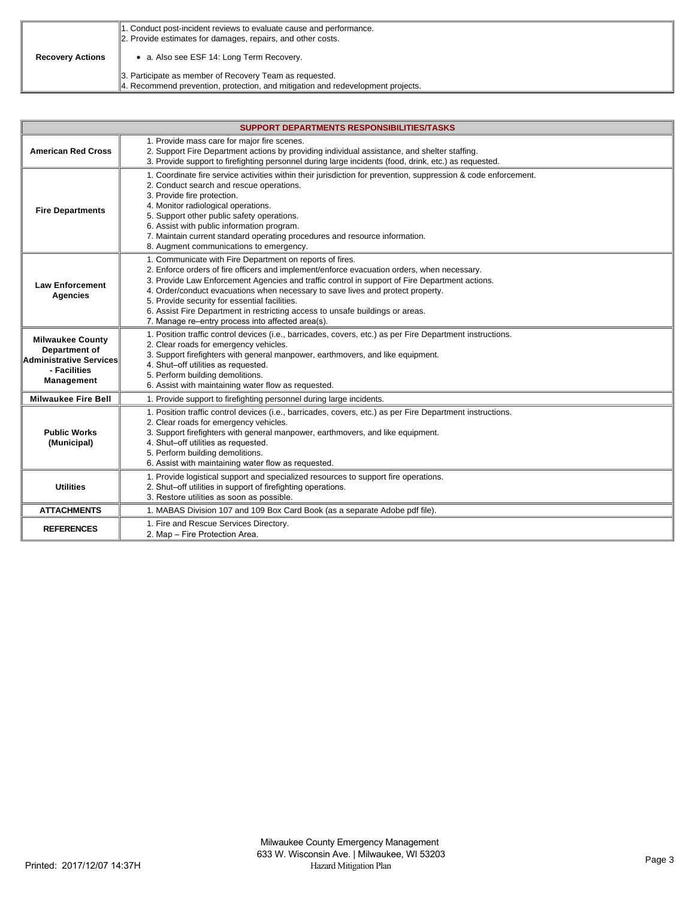| | |
|---|---|
| **Recovery Actions** | 1. Conduct post-incident reviews to evaluate cause and performance.<br>2. Provide estimates for damages, repairs, and other costs.<br>• a. Also see ESF 14: Long Term Recovery.<br>3. Participate as member of Recovery Team as requested.<br>4. Recommend prevention, protection, and mitigation and redevelopment projects. |

| SUPPORT DEPARTMENTS RESPONSIBILITIES/TASKS | |
|---|---|
| **American Red Cross** | 1. Provide mass care for major fire scenes.<br>2. Support Fire Department actions by providing individual assistance, and shelter staffing.<br>3. Provide support to firefighting personnel during large incidents (food, drink, etc.) as requested. |
| **Fire Departments** | 1. Coordinate fire service activities within their jurisdiction for prevention, suppression & code enforcement.<br>2. Conduct search and rescue operations.<br>3. Provide fire protection.<br>4. Monitor radiological operations.<br>5. Support other public safety operations.<br>6. Assist with public information program.<br>7. Maintain current standard operating procedures and resource information.<br>8. Augment communications to emergency. |
| **Law Enforcement Agencies** | 1. Communicate with Fire Department on reports of fires.<br>2. Enforce orders of fire officers and implement/enforce evacuation orders, when necessary.<br>3. Provide Law Enforcement Agencies and traffic control in support of Fire Department actions.<br>4. Order/conduct evacuations when necessary to save lives and protect property.<br>5. Provide security for essential facilities.<br>6. Assist Fire Department in restricting access to unsafe buildings or areas.<br>7. Manage re–entry process into affected area(s). |
| **Milwaukee County Department of Administrative Services - Facilities Management** | 1. Position traffic control devices (i.e., barricades, covers, etc.) as per Fire Department instructions.<br>2. Clear roads for emergency vehicles.<br>3. Support firefighters with general manpower, earthmovers, and like equipment.<br>4. Shut–off utilities as requested.<br>5. Perform building demolitions.<br>6. Assist with maintaining water flow as requested. |
| **Milwaukee Fire Bell** | 1. Provide support to firefighting personnel during large incidents. |
| **Public Works (Municipal)** | 1. Position traffic control devices (i.e., barricades, covers, etc.) as per Fire Department instructions.<br>2. Clear roads for emergency vehicles.<br>3. Support firefighters with general manpower, earthmovers, and like equipment.<br>4. Shut–off utilities as requested.<br>5. Perform building demolitions.<br>6. Assist with maintaining water flow as requested. |
| **Utilities** | 1. Provide logistical support and specialized resources to support fire operations.<br>2. Shut–off utilities in support of firefighting operations.<br>3. Restore utilities as soon as possible. |
| **ATTACHMENTS** | 1. MABAS Division 107 and 109 Box Card Book (as a separate Adobe pdf file). |
| **REFERENCES** | 1. Fire and Rescue Services Directory.<br>2. Map – Fire Protection Area. |